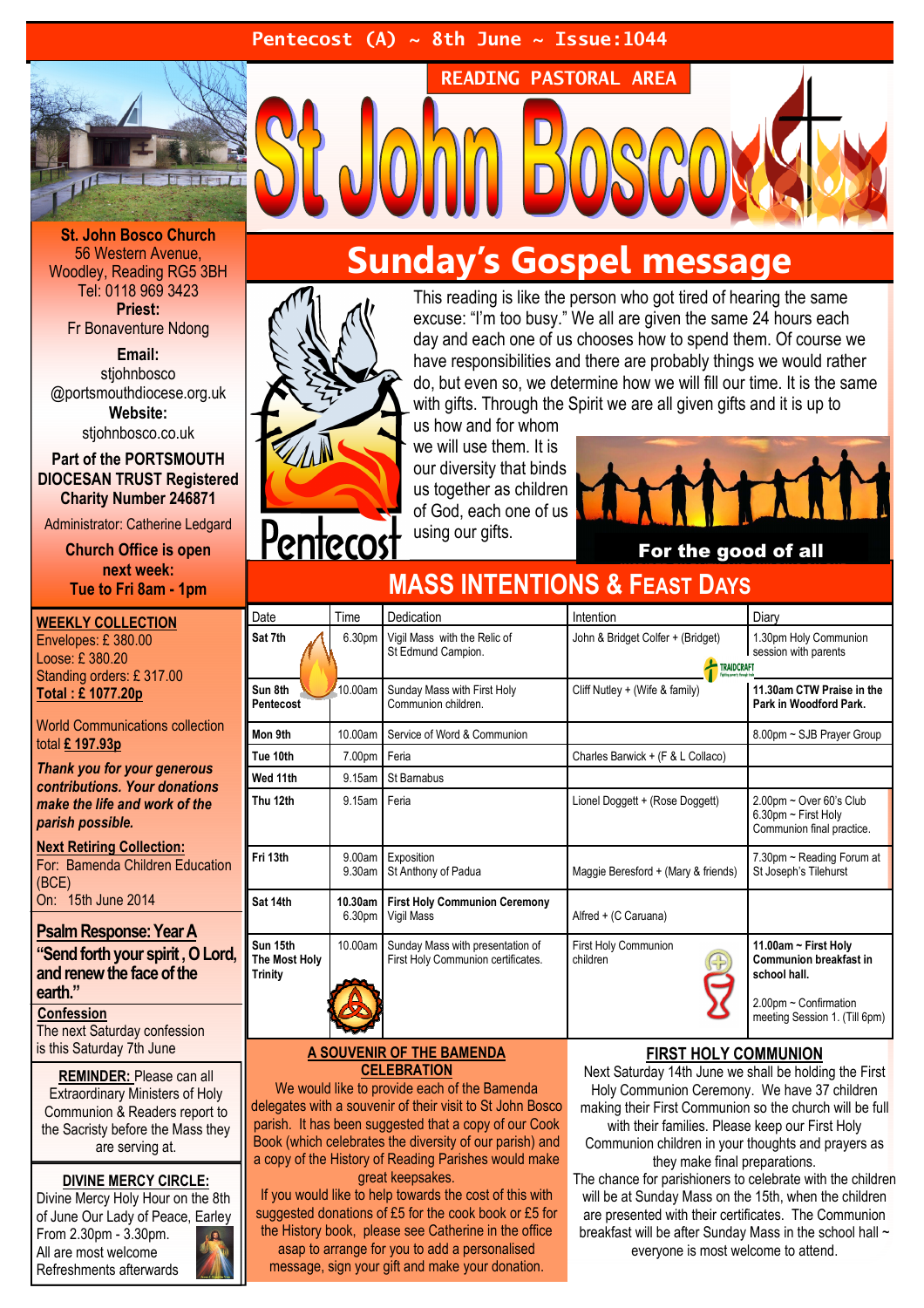Pentecost (A) ~ 8th June ~ Issue:1044

READING PASTORAL AREA

# St John Bosco

**St. John Bosco Church**
56 Western Avenue,
Woodley, Reading RG5 3BH
Tel: 0118 969 3423
**Priest:**
Fr Bonaventure Ndong

**Email:**
stjohnbosco
@portsmouthdiocese.org.uk
**Website:**
stjohnbosco.co.uk

**Part of the PORTSMOUTH DIOCESAN TRUST Registered Charity Number 246871**

Administrator: Catherine Ledgard

**Church Office is open next week:**
**Tue to Fri 8am - 1pm**

## Sunday's Gospel message

This reading is like the person who got tired of hearing the same excuse: "I'm too busy." We all are given the same 24 hours each day and each one of us chooses how to spend them. Of course we have responsibilities and there are probably things we would rather do, but even so, we determine how we will fill our time. It is the same with gifts. Through the Spirit we are all given gifts and it is up to us how and for whom we will use them. It is our diversity that binds us together as children of God, each one of us using our gifts.

Pentecost

For the good of all

## MASS INTENTIONS & FEAST DAYS

| Date | Time | Dedication | Intention | Diary |
|---|---|---|---|---|
| **Sat 7th** | 6.30pm | Vigil Mass with the Relic of St Edmund Campion. | John & Bridget Colfer + (Bridget) | 1.30pm Holy Communion session with parents |
| **Sun 8th Pentecost** | 10.00am | Sunday Mass with First Holy Communion children. | Cliff Nutley + (Wife & family) | **11.30am CTW Praise in the Park in Woodford Park.** |
| **Mon 9th** | 10.00am | Service of Word & Communion | | 8.00pm ~ SJB Prayer Group |
| **Tue 10th** | 7.00pm | Feria | Charles Barwick + (F & L Collaco) | |
| **Wed 11th** | 9.15am | St Barnabus | | |
| **Thu 12th** | 9.15am | Feria | Lionel Doggett + (Rose Doggett) | 2.00pm ~ Over 60's Club<br>6.30pm ~ First Holy Communion final practice. |
| **Fri 13th** | 9.00am<br>9.30am | Exposition<br>St Anthony of Padua | Maggie Beresford + (Mary & friends) | 7.30pm ~ Reading Forum at St Joseph's Tilehurst |
| **Sat 14th** | **10.30am**<br>6.30pm | **First Holy Communion Ceremony**<br>Vigil Mass | Alfred + (C Caruana) | |
| **Sun 15th The Most Holy Trinity** | 10.00am | Sunday Mass with presentation of First Holy Communion certificates. | First Holy Communion children | **11.00am ~ First Holy Communion breakfast in school hall.**<br>2.00pm ~ Confirmation meeting Session 1. (Till 6pm) |

### WEEKLY COLLECTION

Envelopes: £ 380.00
Loose: £ 380.20
Standing orders: £ 317.00
**Total : £ 1077.20p**

World Communications collection total **£ 197.93p**

***Thank you for your generous contributions. Your donations make the life and work of the parish possible.***

**Next Retiring Collection:**
For: Bamenda Children Education (BCE)
On: 15th June 2014

### Psalm Response: Year A

**"Send forth your spirit, O Lord, and renew the face of the earth."**

**Confession**
The next Saturday confession is this Saturday 7th June

**REMINDER:** Please can all Extraordinary Ministers of Holy Communion & Readers report to the Sacristy before the Mass they are serving at.

**DIVINE MERCY CIRCLE:**
Divine Mercy Holy Hour on the 8th of June Our Lady of Peace, Earley
From 2.30pm - 3.30pm.
All are most welcome
Refreshments afterwards

### A SOUVENIR OF THE BAMENDA CELEBRATION

We would like to provide each of the Bamenda delegates with a souvenir of their visit to St John Bosco parish. It has been suggested that a copy of our Cook Book (which celebrates the diversity of our parish) and a copy of the History of Reading Parishes would make great keepsakes.

If you would like to help towards the cost of this with suggested donations of £5 for the cook book or £5 for the History book, please see Catherine in the office asap to arrange for you to add a personalised message, sign your gift and make your donation.

### FIRST HOLY COMMUNION

Next Saturday 14th June we shall be holding the First Holy Communion Ceremony. We have 37 children making their First Communion so the church will be full with their families. Please keep our First Holy Communion children in your thoughts and prayers as they make final preparations.

The chance for parishioners to celebrate with the children will be at Sunday Mass on the 15th, when the children are presented with their certificates. The Communion breakfast will be after Sunday Mass in the school hall ~ everyone is most welcome to attend.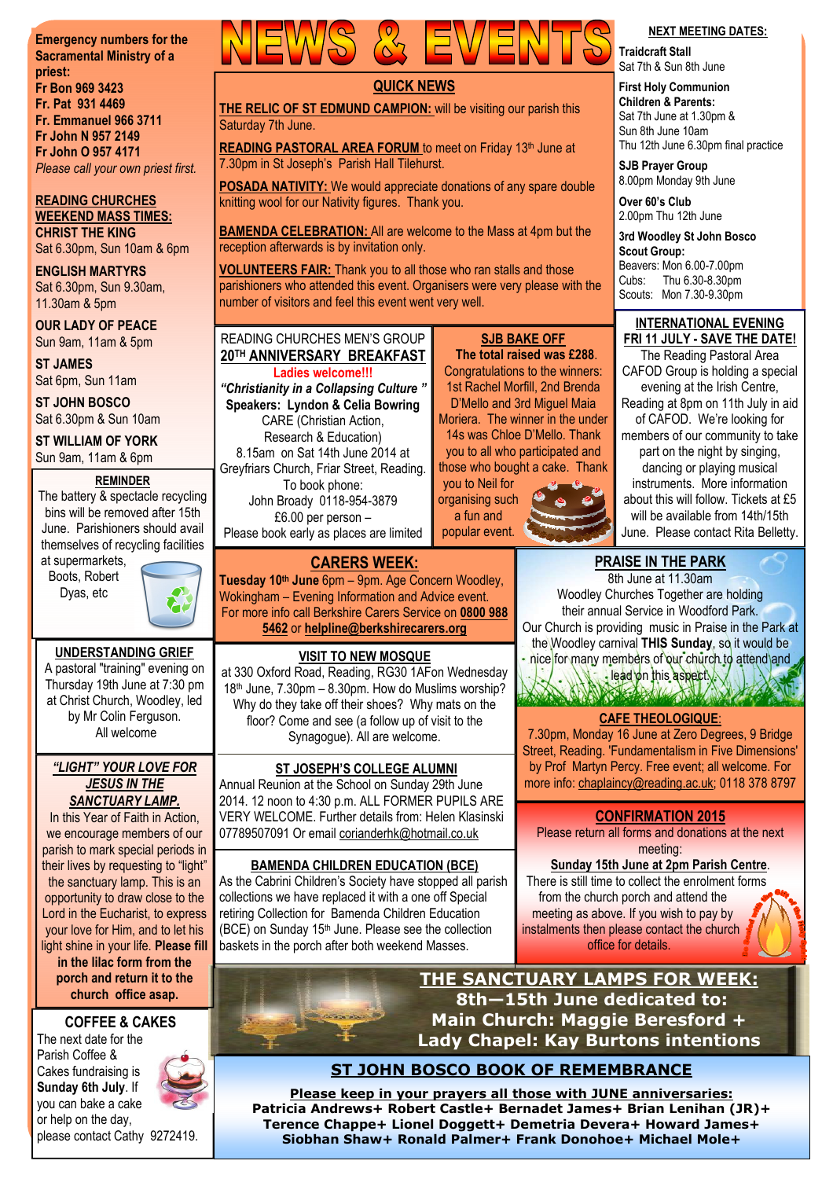**Emergency numbers for the Sacramental Ministry of a priest:**
**Fr Bon 969 3423**
**Fr. Pat 931 4469**
**Fr. Emmanuel 966 3711**
**Fr John N 957 2149**
**Fr John O 957 4171**
*Please call your own priest first.*

**READING CHURCHES WEEKEND MASS TIMES:**

**CHRIST THE KING**
Sat 6.30pm, Sun 10am & 6pm

**ENGLISH MARTYRS**
Sat 6.30pm, Sun 9.30am, 11.30am & 5pm

**OUR LADY OF PEACE**
Sun 9am, 11am & 5pm

**ST JAMES**
Sat 6pm, Sun 11am

**ST JOHN BOSCO**
Sat 6.30pm & Sun 10am

**ST WILLIAM OF YORK**
Sun 9am, 11am & 6pm

**REMINDER**
The battery & spectacle recycling bins will be removed after 15th June. Parishioners should avail themselves of recycling facilities at supermarkets, Boots, Robert Dyas, etc

**UNDERSTANDING GRIEF**
A pastoral "training" evening on Thursday 19th June at 7:30 pm at Christ Church, Woodley, led by Mr Colin Ferguson.
All welcome

***"LIGHT" YOUR LOVE FOR JESUS IN THE SANCTUARY LAMP.***
In this Year of Faith in Action, we encourage members of our parish to mark special periods in their lives by requesting to "light" the sanctuary lamp. This is an opportunity to draw close to the Lord in the Eucharist, to express your love for Him, and to let his light shine in your life. **Please fill in the lilac form from the porch and return it to the church office asap.**

**COFFEE & CAKES**
The next date for the Parish Coffee & Cakes fundraising is **Sunday 6th July**. If you can bake a cake or help on the day, please contact Cathy 9272419.

# NEWS & EVENTS

## QUICK NEWS

**THE RELIC OF ST EDMUND CAMPION:** will be visiting our parish this Saturday 7th June.

**READING PASTORAL AREA FORUM** to meet on Friday 13th June at 7.30pm in St Joseph's Parish Hall Tilehurst.

**POSADA NATIVITY:** We would appreciate donations of any spare double knitting wool for our Nativity figures. Thank you.

**BAMENDA CELEBRATION:** All are welcome to the Mass at 4pm but the reception afterwards is by invitation only.

**VOLUNTEERS FAIR:** Thank you to all those who ran stalls and those parishioners who attended this event. Organisers were very please with the number of visitors and feel this event went very well.

READING CHURCHES MEN'S GROUP
**20TH ANNIVERSARY BREAKFAST**
**Ladies welcome!!!**
***"Christianity in a Collapsing Culture"***
**Speakers: Lyndon & Celia Bowring**
CARE (Christian Action, Research & Education)
8.15am on Sat 14th June 2014 at Greyfriars Church, Friar Street, Reading.
To book phone:
John Broady 0118-954-3879
£6.00 per person –
Please book early as places are limited

**SJB BAKE OFF**
**The total raised was £288.** Congratulations to the winners: 1st Rachel Morfill, 2nd Brenda D'Mello and 3rd Miguel Maia Moriera. The winner in the under 14s was Chloe D'Mello. Thank you to all who participated and those who bought a cake. Thank you to Neil for organising such a fun and popular event.

**CARERS WEEK:**
**Tuesday 10th June** 6pm – 9pm. Age Concern Woodley, Wokingham – Evening Information and Advice event. For more info call Berkshire Carers Service on **0800 988 5462** or **helpline@berkshirecarers.org**

**VISIT TO NEW MOSQUE**
at 330 Oxford Road, Reading, RG30 1AFon Wednesday 18th June, 7.30pm – 8.30pm. How do Muslims worship? Why do they take off their shoes? Why mats on the floor? Come and see (a follow up of visit to the Synagogue). All are welcome.

**ST JOSEPH'S COLLEGE ALUMNI**
Annual Reunion at the School on Sunday 29th June 2014. 12 noon to 4:30 p.m. ALL FORMER PUPILS ARE VERY WELCOME. Further details from: Helen Klasinski 07789507091 Or email coriandherhk@hotmail.co.uk

**BAMENDA CHILDREN EDUCATION (BCE)**
As the Cabrini Children's Society have stopped all parish collections we have replaced it with a one off Special retiring Collection for Bamenda Children Education (BCE) on Sunday 15th June. Please see the collection baskets in the porch after both weekend Masses.

**NEXT MEETING DATES:**

**Traidcraft Stall**
Sat 7th & Sun 8th June

**First Holy Communion Children & Parents:**
Sat 7th June at 1.30pm &
Sun 8th June 10am
Thu 12th June 6.30pm final practice

**SJB Prayer Group**
8.00pm Monday 9th June

**Over 60's Club**
2.00pm Thu 12th June

**3rd Woodley St John Bosco Scout Group:**
Beavers: Mon 6.00-7.00pm
Cubs: Thu 6.30-8.30pm
Scouts: Mon 7.30-9.30pm

**INTERNATIONAL EVENING**
**FRI 11 JULY - SAVE THE DATE!**
The Reading Pastoral Area CAFOD Group is holding a special evening at the Irish Centre, Reading at 8pm on 11th July in aid of CAFOD. We're looking for members of our community to take part on the night by singing, dancing or playing musical instruments. More information about this will follow. Tickets at £5 will be available from 14th/15th June. Please contact Rita Belletty.

**PRAISE IN THE PARK**
8th June at 11.30am
Woodley Churches Together are holding their annual Service in Woodford Park. Our Church is providing music in Praise in the Park at the Woodley carnival **THIS Sunday**, so it would be nice for many members of our church to attend and lead on this aspect.

**CAFE THEOLOGIQUE:**
7.30pm, Monday 16 June at Zero Degrees, 9 Bridge Street, Reading. 'Fundamentalism in Five Dimensions' by Prof Martyn Percy. Free event; all welcome. For more info: chaplaincy@reading.ac.uk; 0118 378 8797

**CONFIRMATION 2015**
Please return all forms and donations at the next meeting:
**Sunday 15th June at 2pm Parish Centre**.
There is still time to collect the enrolment forms from the church porch and attend the meeting as above. If you wish to pay by instalments then please contact the church office for details.

**THE SANCTUARY LAMPS FOR WEEK:**
**8th—15th June dedicated to:**
**Main Church: Maggie Beresford +**
**Lady Chapel: Kay Burtons intentions**

**ST JOHN BOSCO BOOK OF REMEMBRANCE**

**Please keep in your prayers all those with JUNE anniversaries:**
**Patricia Andrews+ Robert Castle+ Bernadet James+ Brian Lenihan (JR)+ Terence Chappe+ Lionel Doggett+ Demetria Devera+ Howard James+ Siobhan Shaw+ Ronald Palmer+ Frank Donohoe+ Michael Mole+**